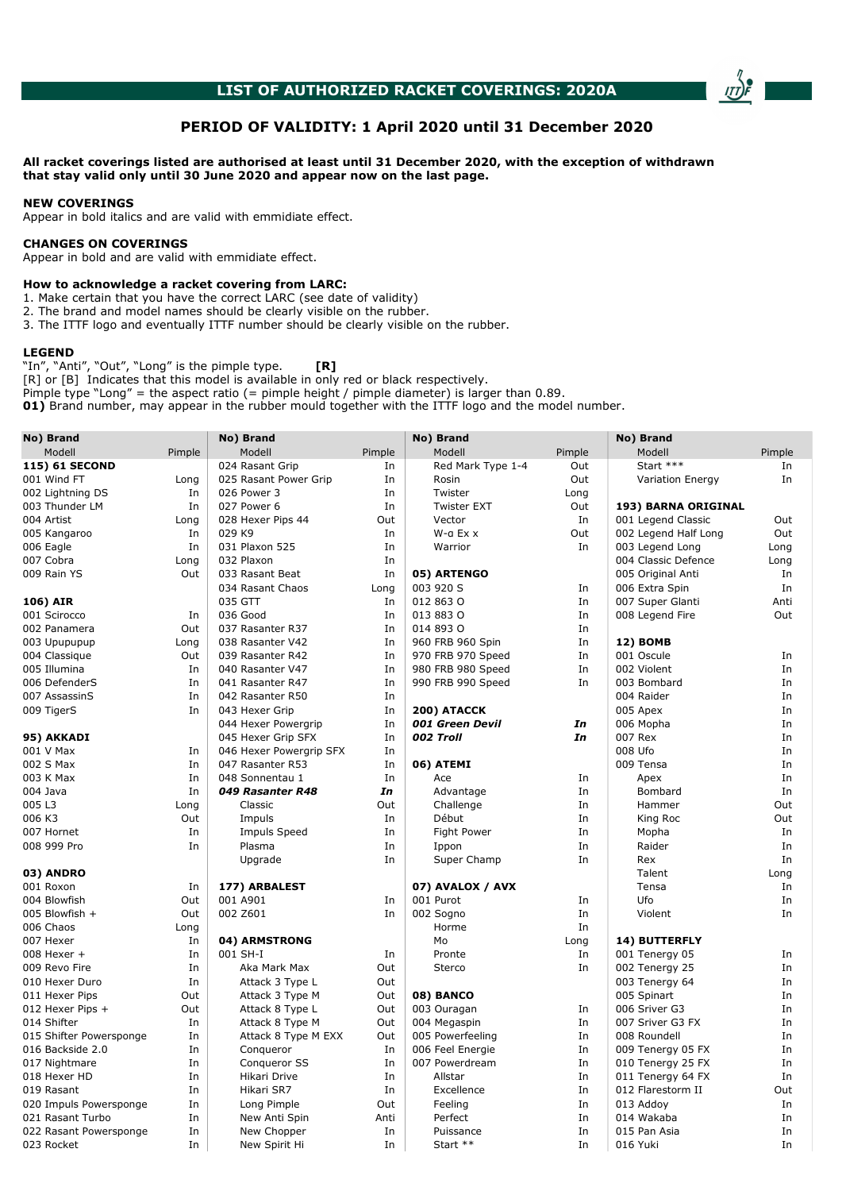# LIST OF AUTHORIZED RACKET COVERINGS: 2020A

## PERIOD OF VALIDITY: 1 April 2020 until 31 December 2020

**All racket coverings listed are authorised at least until 31 December 2020, with the exception of withdrawn that stay valid only until 30 June 2020 and appear now on the last page.**

**NEW COVERINGS**
Appear in bold italics and are valid with emmidiate effect.

**CHANGES ON COVERINGS**
Appear in bold and are valid with emmidiate effect.

**How to acknowledge a racket covering from LARC:**
1. Make certain that you have the correct LARC (see date of validity)
2. The brand and model names should be clearly visible on the rubber.
3. The ITTF logo and eventually ITTF number should be clearly visible on the rubber.

**LEGEND**
"In", "Anti", "Out", "Long" is the pimple type. **[R]**
[R] or [B] Indicates that this model is available in only red or black respectively.
Pimple type "Long" = the aspect ratio (= pimple height / pimple diameter) is larger than 0.89.
**01)** Brand number, may appear in the rubber mould together with the ITTF logo and the model number.

| No) Brand / Modell | Pimple |
|---|---|
| **115) 61 SECOND** | |
| 001 Wind FT | Long |
| 002 Lightning DS | In |
| 003 Thunder LM | In |
| 004 Artist | Long |
| 005 Kangaroo | In |
| 006 Eagle | In |
| 007 Cobra | Long |
| 009 Rain YS | Out |
| **106) AIR** | |
| 001 Scirocco | In |
| 002 Panamera | Out |
| 003 Upupupup | Long |
| 004 Classique | Out |
| 005 Illumina | In |
| 006 DefenderS | In |
| 007 AssassinS | In |
| 009 TigerS | In |
| **95) AKKADI** | |
| 001 V Max | In |
| 002 S Max | In |
| 003 K Max | In |
| 004 Java | In |
| 005 L3 | Long |
| 006 K3 | Out |
| 007 Hornet | In |
| 008 999 Pro | In |
| **03) ANDRO** | |
| 001 Roxon | In |
| 004 Blowfish | Out |
| 005 Blowfish + | Out |
| 006 Chaos | Long |
| 007 Hexer | In |
| 008 Hexer + | In |
| 009 Revo Fire | In |
| 010 Hexer Duro | In |
| 011 Hexer Pips | Out |
| 012 Hexer Pips + | Out |
| 014 Shifter | In |
| 015 Shifter Powersponge | In |
| 016 Backside 2.0 | In |
| 017 Nightmare | In |
| 018 Hexer HD | In |
| 019 Rasant | In |
| 020 Impuls Powersponge | In |
| 021 Rasant Turbo | In |
| 022 Rasant Powersponge | In |
| 023 Rocket | In |
| 024 Rasant Grip | In |
| 025 Rasant Power Grip | In |
| 026 Power 3 | In |
| 027 Power 6 | In |
| 028 Hexer Pips 44 | Out |
| 029 K9 | In |
| 031 Plaxon 525 | In |
| 032 Plaxon | In |
| 033 Rasant Beat | In |
| 034 Rasant Chaos | Long |
| 035 GTT | In |
| 036 Good | In |
| 037 Rasanter R37 | In |
| 038 Rasanter V42 | In |
| 039 Rasanter R42 | In |
| 040 Rasanter V47 | In |
| 041 Rasanter R47 | In |
| 042 Rasanter R50 | In |
| 043 Hexer Grip | In |
| 044 Hexer Powergrip | In |
| 045 Hexer Grip SFX | In |
| 046 Hexer Powergrip SFX | In |
| 047 Rasanter R53 | In |
| 048 Sonnentau 1 | In |
| ***049 Rasanter R48*** | ***In*** |
| Classic | Out |
| Impuls | In |
| Impuls Speed | In |
| Plasma | In |
| Upgrade | In |
| **177) ARBALEST** | |
| 001 A901 | In |
| 002 Z601 | In |
| **04) ARMSTRONG** | |
| 001 SH-I | In |
| Aka Mark Max | Out |
| Attack 3 Type L | Out |
| Attack 3 Type M | Out |
| Attack 8 Type L | Out |
| Attack 8 Type M | Out |
| Attack 8 Type M EXX | Out |
| Conqueror | In |
| Conqueror SS | In |
| Hikari Drive | In |
| Hikari SR7 | In |
| Long Pimple | Out |
| New Anti Spin | Anti |
| New Chopper | In |
| New Spirit Hi | In |
| Red Mark Type 1-4 | Out |
| Rosin | Out |
| Twister | Long |
| Twister EXT | Out |
| Vector | In |
| W-ɑ Ex x | Out |
| Warrior | In |
| **05) ARTENGO** | |
| 003 920 S | In |
| 012 863 O | In |
| 013 883 O | In |
| 014 893 O | In |
| 960 FRB 960 Spin | In |
| 970 FRB 970 Speed | In |
| 980 FRB 980 Speed | In |
| 990 FRB 990 Speed | In |
| **200) ATACCK** | |
| ***001 Green Devil*** | ***In*** |
| ***002 Troll*** | ***In*** |
| **06) ATEMI** | |
| Ace | In |
| Advantage | In |
| Challenge | In |
| Début | In |
| Fight Power | In |
| Ippon | In |
| Super Champ | In |
| **07) AVALOX / AVX** | |
| 001 Purot | In |
| 002 Sogno | In |
| Horme | In |
| Mo | Long |
| Pronte | In |
| Sterco | In |
| **08) BANCO** | |
| 003 Ouragan | In |
| 004 Megaspin | In |
| 005 Powerfeeling | In |
| 006 Feel Energie | In |
| 007 Powerdream | In |
| Allstar | In |
| Excellence | In |
| Feeling | In |
| Perfect | In |
| Puissance | In |
| Start ** | In |
| Start *** | In |
| Variation Energy | In |
| **193) BARNA ORIGINAL** | |
| 001 Legend Classic | Out |
| 002 Legend Half Long | Out |
| 003 Legend Long | Long |
| 004 Classic Defence | Long |
| 005 Original Anti | In |
| 006 Extra Spin | In |
| 007 Super Glanti | Anti |
| 008 Legend Fire | Out |
| **12) BOMB** | |
| 001 Oscule | In |
| 002 Violent | In |
| 003 Bombard | In |
| 004 Raider | In |
| 005 Apex | In |
| 006 Mopha | In |
| 007 Rex | In |
| 008 Ufo | In |
| 009 Tensa | In |
| Apex | In |
| Bombard | In |
| Hammer | Out |
| King Roc | Out |
| Mopha | In |
| Raider | In |
| Rex | In |
| Talent | Long |
| Tensa | In |
| Ufo | In |
| Violent | In |
| **14) BUTTERFLY** | |
| 001 Tenergy 05 | In |
| 002 Tenergy 25 | In |
| 003 Tenergy 64 | In |
| 005 Spinart | In |
| 006 Sriver G3 | In |
| 007 Sriver G3 FX | In |
| 008 Roundell | In |
| 009 Tenergy 05 FX | In |
| 010 Tenergy 25 FX | In |
| 011 Tenergy 64 FX | In |
| 012 Flarestorm II | Out |
| 013 Addoy | In |
| 014 Wakaba | In |
| 015 Pan Asia | In |
| 016 Yuki | In |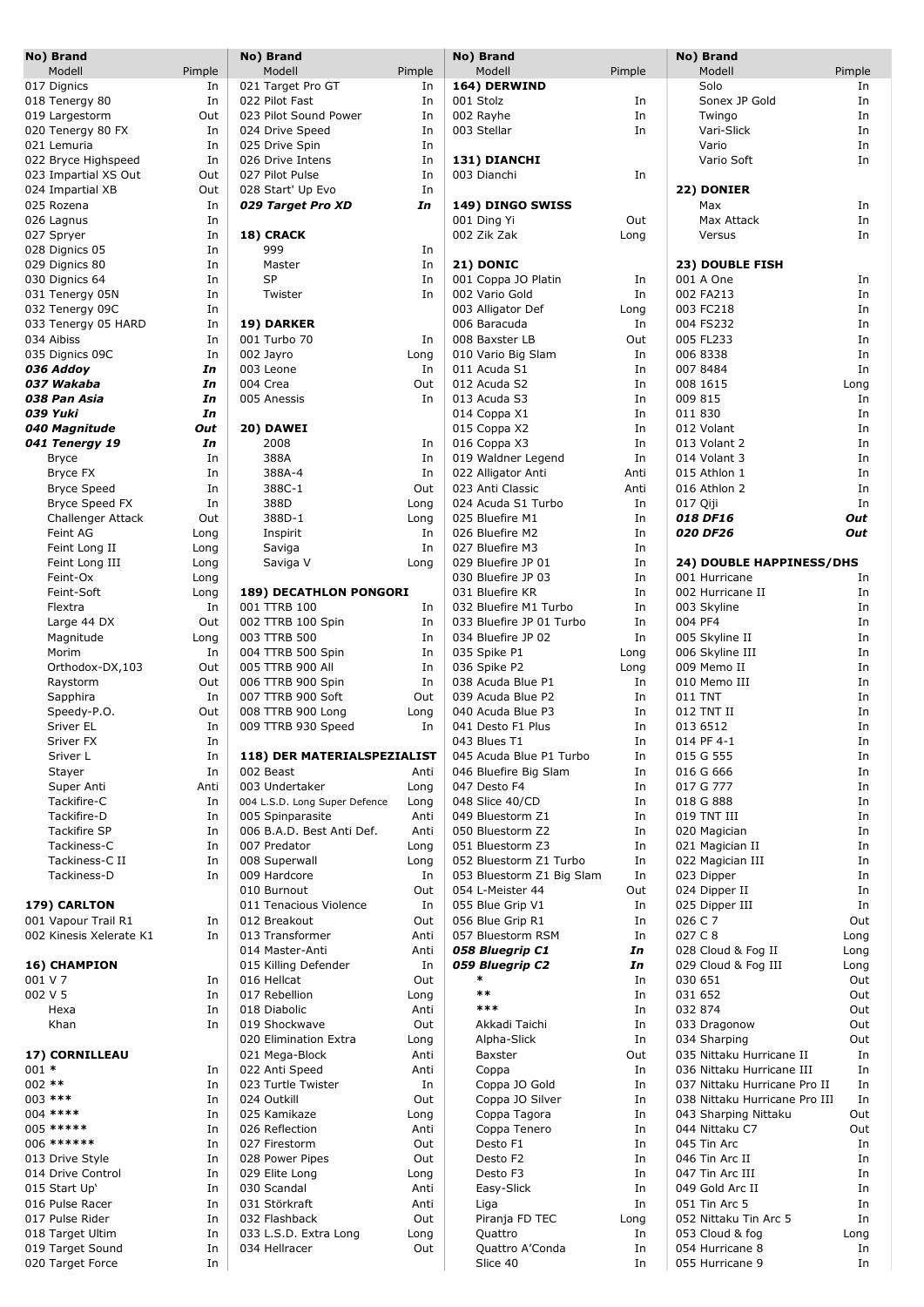| No) Brand<br>Modell | Pimple |
|---|---|
| 017 Dignics | In |
| 018 Tenergy 80 | In |
| 019 Largestorm | Out |
| 020 Tenergy 80 FX | In |
| 021 Lemuria | In |
| 022 Bryce Highspeed | In |
| 023 Impartial XS Out | Out |
| 024 Impartial XB | Out |
| 025 Rozena | In |
| 026 Lagnus | In |
| 027 Spryer | In |
| 028 Dignics 05 | In |
| 029 Dignics 80 | In |
| 030 Dignics 64 | In |
| 031 Tenergy 05N | In |
| 032 Tenergy 09C | In |
| 033 Tenergy 05 HARD | In |
| 034 Aibiss | In |
| 035 Dignics 09C | In |
| ***036 Addoy*** | ***In*** |
| ***037 Wakaba*** | ***In*** |
| ***038 Pan Asia*** | ***In*** |
| ***039 Yuki*** | ***In*** |
| ***040 Magnitude*** | ***Out*** |
| ***041 Tenergy 19*** | ***In*** |
| Bryce | In |
| Bryce FX | In |
| Bryce Speed | In |
| Bryce Speed FX | In |
| Challenger Attack | Out |
| Feint AG | Long |
| Feint Long II | Long |
| Feint Long III | Long |
| Feint-Ox | Long |
| Feint-Soft | Long |
| Flextra | In |
| Large 44 DX | Out |
| Magnitude | Long |
| Morim | In |
| Orthodox-DX,103 | Out |
| Raystorm | Out |
| Sapphira | In |
| Speedy-P.O. | Out |
| Sriver EL | In |
| Sriver FX | In |
| Sriver L | In |
| Stayer | In |
| Super Anti | Anti |
| Tackifire-C | In |
| Tackifire-D | In |
| Tackifire SP | In |
| Tackiness-C | In |
| Tackiness-C II | In |
| Tackiness-D | In |
| **179) CARLTON** | |
| 001 Vapour Trail R1 | In |
| 002 Kinesis Xelerate K1 | In |
| **16) CHAMPION** | |
| 001 V 7 | In |
| 002 V 5 | In |
| Hexa | In |
| Khan | In |
| **17) CORNILLEAU** | |
| 001 * | In |
| 002 ** | In |
| 003 *** | In |
| 004 **** | In |
| 005 ***** | In |
| 006 ****** | In |
| 013 Drive Style | In |
| 014 Drive Control | In |
| 015 Start Up' | In |
| 016 Pulse Racer | In |
| 017 Pulse Rider | In |
| 018 Target Ultim | In |
| 019 Target Sound | In |
| 020 Target Force | In |
| 021 Target Pro GT | In |
| 022 Pilot Fast | In |
| 023 Pilot Sound Power | In |
| 024 Drive Speed | In |
| 025 Drive Spin | In |
| 026 Drive Intens | In |
| 027 Pilot Pulse | In |
| 028 Start' Up Evo | In |
| ***029 Target Pro XD*** | ***In*** |
| **18) CRACK** | |
| 999 | In |
| Master | In |
| SP | In |
| Twister | In |
| **19) DARKER** | |
| 001 Turbo 70 | In |
| 002 Jayro | Long |
| 003 Leone | In |
| 004 Crea | Out |
| 005 Anessis | In |
| **20) DAWEI** | |
| 2008 | In |
| 388A | In |
| 388A-4 | In |
| 388C-1 | Out |
| 388D | Long |
| 388D-1 | Long |
| Inspirit | In |
| Saviga | In |
| Saviga V | Long |
| **189) DECATHLON PONGORI** | |
| 001 TTRB 100 | In |
| 002 TTRB 100 Spin | In |
| 003 TTRB 500 | In |
| 004 TTRB 500 Spin | In |
| 005 TTRB 900 All | In |
| 006 TTRB 900 Spin | In |
| 007 TTRB 900 Soft | Out |
| 008 TTRB 900 Long | Long |
| 009 TTRB 930 Speed | In |
| **118) DER MATERIALSPEZIALIST** | |
| 002 Beast | Anti |
| 003 Undertaker | Long |
| 004 L.S.D. Long Super Defence | Long |
| 005 Spinparasite | Anti |
| 006 B.A.D. Best Anti Def. | Anti |
| 007 Predator | Long |
| 008 Superwall | Long |
| 009 Hardcore | In |
| 010 Burnout | Out |
| 011 Tenacious Violence | In |
| 012 Breakout | Out |
| 013 Transformer | Anti |
| 014 Master-Anti | Anti |
| 015 Killing Defender | In |
| 016 Hellcat | Out |
| 017 Rebellion | Long |
| 018 Diabolic | Anti |
| 019 Shockwave | Out |
| 020 Elimination Extra | Long |
| 021 Mega-Block | Anti |
| 022 Anti Speed | Anti |
| 023 Turtle Twister | In |
| 024 Outkill | Out |
| 025 Kamikaze | Long |
| 026 Reflection | Anti |
| 027 Firestorm | Out |
| 028 Power Pipes | Out |
| 029 Elite Long | Long |
| 030 Scandal | Anti |
| 031 Störkraft | Anti |
| 032 Flashback | Out |
| 033 L.S.D. Extra Long | Long |
| 034 Hellracer | Out |
| **164) DERWIND** | |
| 001 Stolz | In |
| 002 Rayhe | In |
| 003 Stellar | In |
| **131) DIANCHI** | |
| 003 Dianchi | In |
| **149) DINGO SWISS** | |
| 001 Ding Yi | Out |
| 002 Zik Zak | Long |
| **21) DONIC** | |
| 001 Coppa JO Platin | In |
| 002 Vario Gold | In |
| 003 Alligator Def | Long |
| 006 Baracuda | In |
| 008 Baxster LB | Out |
| 010 Vario Big Slam | In |
| 011 Acuda S1 | In |
| 012 Acuda S2 | In |
| 013 Acuda S3 | In |
| 014 Coppa X1 | In |
| 015 Coppa X2 | In |
| 016 Coppa X3 | In |
| 019 Waldner Legend | In |
| 022 Alligator Anti | Anti |
| 023 Anti Classic | Anti |
| 024 Acuda S1 Turbo | In |
| 025 Bluefire M1 | In |
| 026 Bluefire M2 | In |
| 027 Bluefire M3 | In |
| 029 Bluefire JP 01 | In |
| 030 Bluefire JP 03 | In |
| 031 Bluefire KR | In |
| 032 Bluefire M1 Turbo | In |
| 033 Bluefire JP 01 Turbo | In |
| 034 Bluefire JP 02 | In |
| 035 Spike P1 | Long |
| 036 Spike P2 | Long |
| 038 Acuda Blue P1 | In |
| 039 Acuda Blue P2 | In |
| 040 Acuda Blue P3 | In |
| 041 Desto F1 Plus | In |
| 043 Blues T1 | In |
| 045 Acuda Blue P1 Turbo | In |
| 046 Bluefire Big Slam | In |
| 047 Desto F4 | In |
| 048 Slice 40/CD | In |
| 049 Bluestorm Z1 | In |
| 050 Bluestorm Z2 | In |
| 051 Bluestorm Z3 | In |
| 052 Bluestorm Z1 Turbo | In |
| 053 Bluestorm Z1 Big Slam | In |
| 054 L-Meister 44 | Out |
| 055 Blue Grip V1 | In |
| 056 Blue Grip R1 | In |
| 057 Bluestorm RSM | In |
| ***058 Bluegrip C1*** | ***In*** |
| ***059 Bluegrip C2*** | ***In*** |
| * | In |
| ** | In |
| *** | In |
| Akkadi Taichi | In |
| Alpha-Slick | In |
| Baxster | Out |
| Coppa | In |
| Coppa JO Gold | In |
| Coppa JO Silver | In |
| Coppa Tagora | In |
| Coppa Tenero | In |
| Desto F1 | In |
| Desto F2 | In |
| Desto F3 | In |
| Easy-Slick | In |
| Liga | In |
| Piranja FD TEC | Long |
| Quattro | In |
| Quattro A'Conda | In |
| Slice 40 | In |
| Solo | In |
| Sonex JP Gold | In |
| Twingo | In |
| Vari-Slick | In |
| Vario | In |
| Vario Soft | In |
| **22) DONIER** | |
| Max | In |
| Max Attack | In |
| Versus | In |
| **23) DOUBLE FISH** | |
| 001 A One | In |
| 002 FA213 | In |
| 003 FC218 | In |
| 004 FS232 | In |
| 005 FL233 | In |
| 006 8338 | In |
| 007 8484 | In |
| 008 1615 | Long |
| 009 815 | In |
| 011 830 | In |
| 012 Volant | In |
| 013 Volant 2 | In |
| 014 Volant 3 | In |
| 015 Athlon 1 | In |
| 016 Athlon 2 | In |
| 017 Qiji | In |
| ***018 DF16*** | ***Out*** |
| ***020 DF26*** | ***Out*** |
| **24) DOUBLE HAPPINESS/DHS** | |
| 001 Hurricane | In |
| 002 Hurricane II | In |
| 003 Skyline | In |
| 004 PF4 | In |
| 005 Skyline II | In |
| 006 Skyline III | In |
| 009 Memo II | In |
| 010 Memo III | In |
| 011 TNT | In |
| 012 TNT II | In |
| 013 6512 | In |
| 014 PF 4-1 | In |
| 015 G 555 | In |
| 016 G 666 | In |
| 017 G 777 | In |
| 018 G 888 | In |
| 019 TNT III | In |
| 020 Magician | In |
| 021 Magician II | In |
| 022 Magician III | In |
| 023 Dipper | In |
| 024 Dipper II | In |
| 025 Dipper III | In |
| 026 C 7 | Out |
| 027 C 8 | Long |
| 028 Cloud & Fog II | Long |
| 029 Cloud & Fog III | Long |
| 030 651 | Out |
| 031 652 | Out |
| 032 874 | Out |
| 033 Dragonow | Out |
| 034 Sharping | Out |
| 035 Nittaku Hurricane II | In |
| 036 Nittaku Hurricane III | In |
| 037 Nittaku Hurricane Pro II | In |
| 038 Nittaku Hurricane Pro III | In |
| 043 Sharping Nittaku | Out |
| 044 Nittaku C7 | Out |
| 045 Tin Arc | In |
| 046 Tin Arc II | In |
| 047 Tin Arc III | In |
| 049 Gold Arc II | In |
| 051 Tin Arc 5 | In |
| 052 Nittaku Tin Arc 5 | In |
| 053 Cloud & fog | Long |
| 054 Hurricane 8 | In |
| 055 Hurricane 9 | In |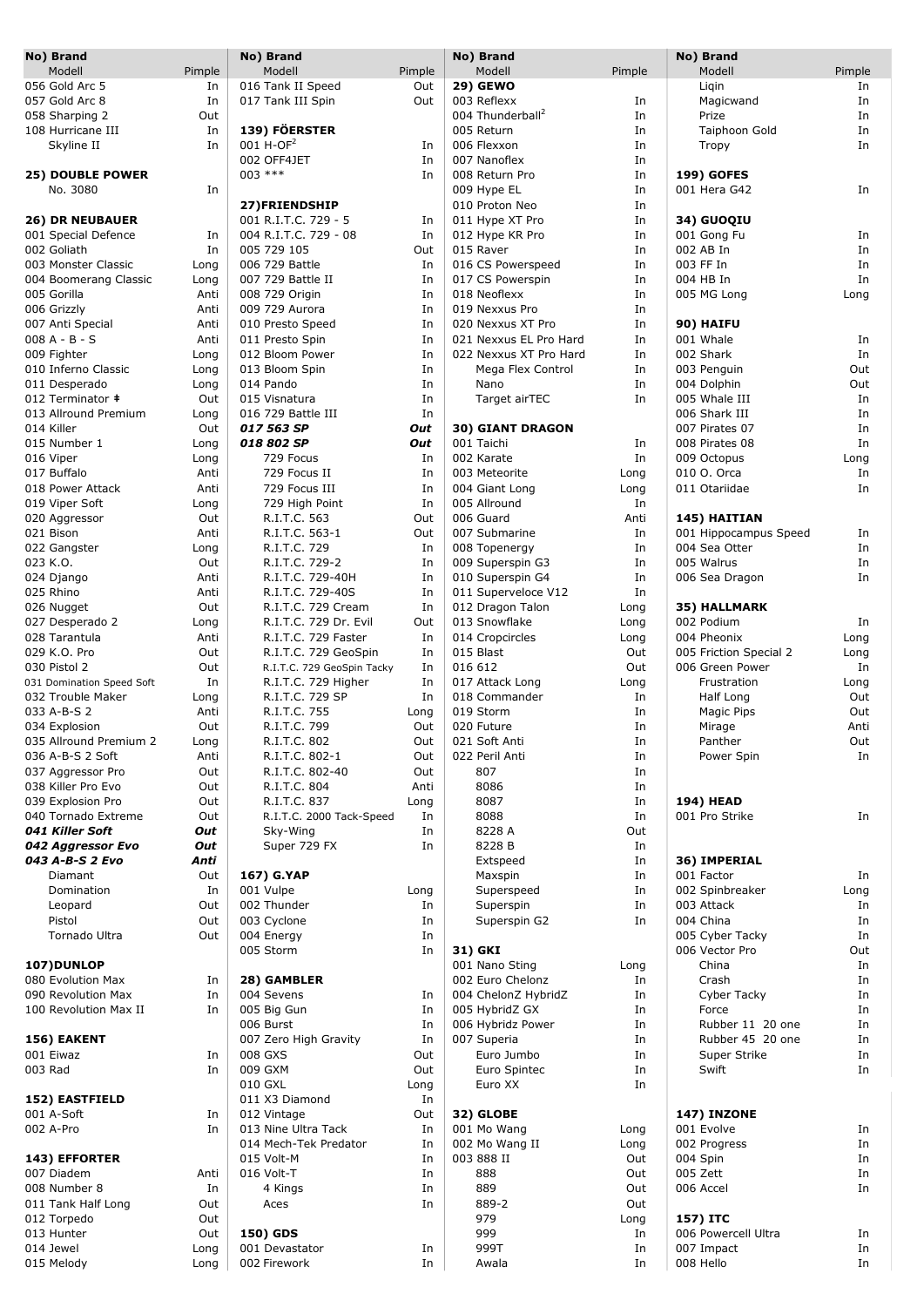| No) Brand Modell | Pimple |
|---|---|
| 056 Gold Arc 5 | In |
| 057 Gold Arc 8 | In |
| 058 Sharping 2 | Out |
| 108 Hurricane III | In |
| Skyline II | In |
| | |
| **25) DOUBLE POWER** | |
| No. 3080 | In |
| | |
| **26) DR NEUBAUER** | |
| 001 Special Defence | In |
| 002 Goliath | In |
| 003 Monster Classic | Long |
| 004 Boomerang Classic | Long |
| 005 Gorilla | Anti |
| 006 Grizzly | Anti |
| 007 Anti Special | Anti |
| 008 A - B - S | Anti |
| 009 Fighter | Long |
| 010 Inferno Classic | Long |
| 011 Desperado | Long |
| 012 Terminator ‡ | Out |
| 013 Allround Premium | Long |
| 014 Killer | Out |
| 015 Number 1 | Long |
| 016 Viper | Long |
| 017 Buffalo | Anti |
| 018 Power Attack | Anti |
| 019 Viper Soft | Long |
| 020 Aggressor | Out |
| 021 Bison | Anti |
| 022 Gangster | Long |
| 023 K.O. | Out |
| 024 Django | Anti |
| 025 Rhino | Anti |
| 026 Nugget | Out |
| 027 Desperado 2 | Long |
| 028 Tarantula | Anti |
| 029 K.O. Pro | Out |
| 030 Pistol 2 | Out |
| 031 Domination Speed Soft | In |
| 032 Trouble Maker | Long |
| 033 A-B-S 2 | Anti |
| 034 Explosion | Out |
| 035 Allround Premium 2 | Long |
| 036 A-B-S 2 Soft | Anti |
| 037 Aggressor Pro | Out |
| 038 Killer Pro Evo | Out |
| 039 Explosion Pro | Out |
| 040 Tornado Extreme | Out |
| ***041 Killer Soft*** | ***Out*** |
| ***042 Aggressor Evo*** | ***Out*** |
| ***043 A-B-S 2 Evo*** | ***Anti*** |
| Diamant | Out |
| Domination | In |
| Leopard | Out |
| Pistol | Out |
| Tornado Ultra | Out |
| | |
| **107) DUNLOP** | |
| 080 Evolution Max | In |
| 090 Revolution Max | In |
| 100 Revolution Max II | In |
| | |
| **156) EAKENT** | |
| 001 Eiwaz | In |
| 003 Rad | In |
| | |
| **152) EASTFIELD** | |
| 001 A-Soft | In |
| 002 A-Pro | In |
| | |
| **143) EFFORTER** | |
| 007 Diadem | Anti |
| 008 Number 8 | In |
| 011 Tank Half Long | Out |
| 012 Torpedo | Out |
| 013 Hunter | Out |
| 014 Jewel | Long |
| 015 Melody | Long |

| No) Brand Modell | Pimple |
|---|---|
| 016 Tank II Speed | Out |
| 017 Tank III Spin | Out |
| | |
| **139) FÖERSTER** | |
| 001 H-OF[2] | In |
| 002 OFF4JET | In |
| 003 *** | In |
| | |
| **27) FRIENDSHIP** | |
| 001 R.I.T.C. 729 - 5 | In |
| 004 R.I.T.C. 729 - 08 | In |
| 005 729 105 | Out |
| 006 729 Battle | In |
| 007 729 Battle II | In |
| 008 729 Origin | In |
| 009 729 Aurora | In |
| 010 Presto Speed | In |
| 011 Presto Spin | In |
| 012 Bloom Power | In |
| 013 Bloom Spin | In |
| 014 Pando | In |
| 015 Visnatura | In |
| 016 729 Battle III | In |
| ***017 563 SP*** | ***Out*** |
| ***018 802 SP*** | ***Out*** |
| 729 Focus | In |
| 729 Focus II | In |
| 729 Focus III | In |
| 729 High Point | In |
| R.I.T.C. 563 | Out |
| R.I.T.C. 563-1 | Out |
| R.I.T.C. 729 | In |
| R.I.T.C. 729-2 | In |
| R.I.T.C. 729-40H | In |
| R.I.T.C. 729-40S | In |
| R.I.T.C. 729 Cream | In |
| R.I.T.C. 729 Dr. Evil | Out |
| R.I.T.C. 729 Faster | In |
| R.I.T.C. 729 GeoSpin | In |
| R.I.T.C. 729 GeoSpin Tacky | In |
| R.I.T.C. 729 Higher | In |
| R.I.T.C. 729 SP | In |
| R.I.T.C. 755 | Long |
| R.I.T.C. 799 | Out |
| R.I.T.C. 802 | Out |
| R.I.T.C. 802-1 | Out |
| R.I.T.C. 802-40 | Out |
| R.I.T.C. 804 | Anti |
| R.I.T.C. 837 | Long |
| R.I.T.C. 2000 Tack-Speed | In |
| Sky-Wing | In |
| Super 729 FX | In |
| | |
| **167) G.YAP** | |
| 001 Vulpe | Long |
| 002 Thunder | In |
| 003 Cyclone | In |
| 004 Energy | In |
| 005 Storm | In |
| | |
| **28) GAMBLER** | |
| 004 Sevens | In |
| 005 Big Gun | In |
| 006 Burst | In |
| 007 Zero High Gravity | In |
| 008 GXS | Out |
| 009 GXM | Out |
| 010 GXL | Long |
| 011 X3 Diamond | In |
| 012 Vintage | Out |
| 013 Nine Ultra Tack | In |
| 014 Mech-Tek Predator | In |
| 015 Volt-M | In |
| 016 Volt-T | In |
| 4 Kings | In |
| Aces | In |
| | |
| **150) GDS** | |
| 001 Devastator | In |
| 002 Firework | In |

| No) Brand Modell | Pimple |
|---|---|
| **29) GEWO** | |
| 003 Reflexx | In |
| 004 Thunderball[2] | In |
| 005 Return | In |
| 006 Flexxon | In |
| 007 Nanoflex | In |
| 008 Return Pro | In |
| 009 Hype EL | In |
| 010 Proton Neo | In |
| 011 Hype XT Pro | In |
| 012 Hype KR Pro | In |
| 015 Raver | In |
| 016 CS Powerspeed | In |
| 017 CS Powerspin | In |
| 018 Neoflexx | In |
| 019 Nexxus Pro | In |
| 020 Nexxus XT Pro | In |
| 021 Nexxus EL Pro Hard | In |
| 022 Nexxus XT Pro Hard | In |
| Mega Flex Control | In |
| Nano | In |
| Target airTEC | In |
| | |
| **30) GIANT DRAGON** | |
| 001 Taichi | In |
| 002 Karate | In |
| 003 Meteorite | Long |
| 004 Giant Long | Long |
| 005 Allround | In |
| 006 Guard | Anti |
| 007 Submarine | In |
| 008 Topenergy | In |
| 009 Superspin G3 | In |
| 010 Superspin G4 | In |
| 011 Superveloce V12 | In |
| 012 Dragon Talon | Long |
| 013 Snowflake | Long |
| 014 Cropcircles | Long |
| 015 Blast | Out |
| 016 612 | Out |
| 017 Attack Long | Long |
| 018 Commander | In |
| 019 Storm | In |
| 020 Future | In |
| 021 Soft Anti | In |
| 022 Peril Anti | In |
| 807 | In |
| 8086 | In |
| 8087 | In |
| 8088 | In |
| 8228 A | Out |
| 8228 B | In |
| Extspeed | In |
| Maxspin | In |
| Superspeed | In |
| Superspin | In |
| Superspin G2 | In |
| | |
| **31) GKI** | |
| 001 Nano Sting | Long |
| 002 Euro Chelonz | In |
| 004 ChelonZ HybridZ | In |
| 005 HybridZ GX | In |
| 006 Hybridz Power | In |
| 007 Superia | In |
| Euro Jumbo | In |
| Euro Spintec | In |
| Euro XX | In |
| | |
| **32) GLOBE** | |
| 001 Mo Wang | Long |
| 002 Mo Wang II | Long |
| 003 888 II | Out |
| 888 | Out |
| 889 | Out |
| 889-2 | Out |
| 979 | Long |
| 999 | In |
| 999T | In |
| Awala | In |

| No) Brand Modell | Pimple |
|---|---|
| Liqin | In |
| Magicwand | In |
| Prize | In |
| Taiphoon Gold | In |
| Tropy | In |
| | |
| **199) GOFES** | |
| 001 Hera G42 | In |
| | |
| **34) GUOQIU** | |
| 001 Gong Fu | In |
| 002 AB In | In |
| 003 FF In | In |
| 004 HB In | In |
| 005 MG Long | Long |
| | |
| **90) HAIFU** | |
| 001 Whale | In |
| 002 Shark | In |
| 003 Penguin | Out |
| 004 Dolphin | Out |
| 005 Whale III | In |
| 006 Shark III | In |
| 007 Pirates 07 | In |
| 008 Pirates 08 | In |
| 009 Octopus | Long |
| 010 O. Orca | In |
| 011 Otariidae | In |
| | |
| **145) HAITIAN** | |
| 001 Hippocampus Speed | In |
| 004 Sea Otter | In |
| 005 Walrus | In |
| 006 Sea Dragon | In |
| | |
| **35) HALLMARK** | |
| 002 Podium | In |
| 004 Pheonix | Long |
| 005 Friction Special 2 | Long |
| 006 Green Power | In |
| Frustration | Long |
| Half Long | Out |
| Magic Pips | Out |
| Mirage | Anti |
| Panther | Out |
| Power Spin | In |
| | |
| **194) HEAD** | |
| 001 Pro Strike | In |
| | |
| **36) IMPERIAL** | |
| 001 Factor | In |
| 002 Spinbreaker | Long |
| 003 Attack | In |
| 004 China | In |
| 005 Cyber Tacky | In |
| 006 Vector Pro | Out |
| China | In |
| Crash | In |
| Cyber Tacky | In |
| Force | In |
| Rubber 11 20 one | In |
| Rubber 45 20 one | In |
| Super Strike | In |
| Swift | In |
| | |
| **147) INZONE** | |
| 001 Evolve | In |
| 002 Progress | In |
| 004 Spin | In |
| 005 Zett | In |
| 006 Accel | In |
| | |
| **157) ITC** | |
| 006 Powercell Ultra | In |
| 007 Impact | In |
| 008 Hello | In |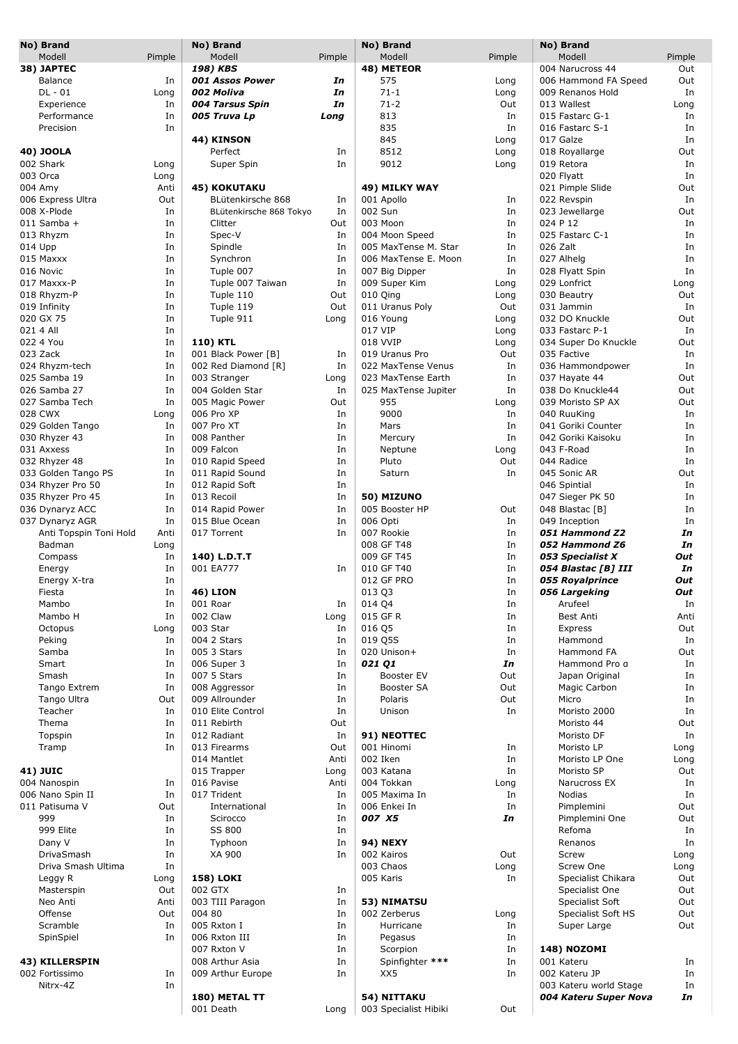| No) Brand Modell | Pimple |
|---|---|
| **38) JAPTEC** | |
| Balance | In |
| DL - 01 | Long |
| Experience | In |
| Performance | In |
| Precision | In |
| **40) JOOLA** | |
| 002 Shark | Long |
| 003 Orca | Long |
| 004 Amy | Anti |
| 006 Express Ultra | Out |
| 008 X-Plode | In |
| 011 Samba + | In |
| 013 Rhyzm | In |
| 014 Upp | In |
| 015 Maxxx | In |
| 016 Novic | In |
| 017 Maxxx-P | In |
| 018 Rhyzm-P | In |
| 019 Infinity | In |
| 020 GX 75 | In |
| 021 4 All | In |
| 022 4 You | In |
| 023 Zack | In |
| 024 Rhyzm-tech | In |
| 025 Samba 19 | In |
| 026 Samba 27 | In |
| 027 Samba Tech | In |
| 028 CWX | Long |
| 029 Golden Tango | In |
| 030 Rhyzer 43 | In |
| 031 Axxess | In |
| 032 Rhyzer 48 | In |
| 033 Golden Tango PS | In |
| 034 Rhyzer Pro 50 | In |
| 035 Rhyzer Pro 45 | In |
| 036 Dynaryz ACC | In |
| 037 Dynaryz AGR | In |
| Anti Topspin Toni Hold | Anti |
| Badman | Long |
| Compass | In |
| Energy | In |
| Energy X-tra | In |
| Fiesta | In |
| Mambo | In |
| Mambo H | In |
| Octopus | Long |
| Peking | In |
| Samba | In |
| Smart | In |
| Smash | In |
| Tango Extrem | In |
| Tango Ultra | Out |
| Teacher | In |
| Thema | In |
| Topspin | In |
| Tramp | In |
| **41) JUIC** | |
| 004 Nanospin | In |
| 006 Nano Spin II | In |
| 011 Patisuma V | Out |
| 999 | In |
| 999 Elite | In |
| Dany V | In |
| DrivaSmash | In |
| Driva Smash Ultima | In |
| Leggy R | Long |
| Masterspin | Out |
| Neo Anti | Anti |
| Offense | Out |
| Scramble | In |
| SpinSpiel | In |
| **43) KILLERSPIN** | |
| 002 Fortissimo | In |
| Nitrx-4Z | In |
| ***198) KBS*** | |
| ***001 Assos Power*** | ***In*** |
| ***002 Moliva*** | ***In*** |
| ***004 Tarsus Spin*** | ***In*** |
| ***005 Truva Lp*** | ***Long*** |
| **44) KINSON** | |
| Perfect | In |
| Super Spin | In |
| **45) KOKUTAKU** | |
| BLütenkirsche 868 | In |
| BLütenkirsche 868 Tokyo | In |
| Clitter | Out |
| Spec-V | In |
| Spindle | In |
| Synchron | In |
| Tuple 007 | In |
| Tuple 007 Taiwan | In |
| Tuple 110 | Out |
| Tuple 119 | Out |
| Tuple 911 | Long |
| **110) KTL** | |
| 001 Black Power [B] | In |
| 002 Red Diamond [R] | In |
| 003 Stranger | Long |
| 004 Golden Star | In |
| 005 Magic Power | Out |
| 006 Pro XP | In |
| 007 Pro XT | In |
| 008 Panther | In |
| 009 Falcon | In |
| 010 Rapid Speed | In |
| 011 Rapid Sound | In |
| 012 Rapid Soft | In |
| 013 Recoil | In |
| 014 Rapid Power | In |
| 015 Blue Ocean | In |
| 017 Torrent | In |
| **140) L.D.T.T** | |
| 001 EA777 | In |
| **46) LION** | |
| 001 Roar | In |
| 002 Claw | Long |
| 003 Star | In |
| 004 2 Stars | In |
| 005 3 Stars | In |
| 006 Super 3 | In |
| 007 5 Stars | In |
| 008 Aggressor | In |
| 009 Allrounder | In |
| 010 Elite Control | In |
| 011 Rebirth | Out |
| 012 Radiant | In |
| 013 Firearms | Out |
| 014 Mantlet | Anti |
| 015 Trapper | Long |
| 016 Pavise | Anti |
| 017 Trident | In |
| International | In |
| Scirocco | In |
| SS 800 | In |
| Typhoon | In |
| XA 900 | In |
| **158) LOKI** | |
| 002 GTX | In |
| 003 TIII Paragon | In |
| 004 80 | In |
| 005 Rxton I | In |
| 006 Rxton III | In |
| 007 Rxton V | In |
| 008 Arthur Asia | In |
| 009 Arthur Europe | In |
| **180) METAL TT** | |
| 001 Death | Long |
| **48) METEOR** | |
| 575 | Long |
| 71-1 | Long |
| 71-2 | Out |
| 813 | In |
| 835 | In |
| 845 | Long |
| 8512 | Long |
| 9012 | Long |
| **49) MILKY WAY** | |
| 001 Apollo | In |
| 002 Sun | In |
| 003 Moon | In |
| 004 Moon Speed | In |
| 005 MaxTense M. Star | In |
| 006 MaxTense E. Moon | In |
| 007 Big Dipper | In |
| 009 Super Kim | Long |
| 010 Qing | Long |
| 011 Uranus Poly | Out |
| 016 Young | Long |
| 017 VIP | Long |
| 018 VVIP | Long |
| 019 Uranus Pro | Out |
| 022 MaxTense Venus | In |
| 023 MaxTense Earth | In |
| 025 MaxTense Jupiter | In |
| 955 | Long |
| 9000 | In |
| Mars | In |
| Mercury | In |
| Neptune | Long |
| Pluto | Out |
| Saturn | In |
| **50) MIZUNO** | |
| 005 Booster HP | Out |
| 006 Opti | In |
| 007 Rookie | In |
| 008 GF T48 | In |
| 009 GF T45 | In |
| 010 GF T40 | In |
| 012 GF PRO | In |
| 013 Q3 | In |
| 014 Q4 | In |
| 015 GF R | In |
| 016 Q5 | In |
| 019 Q5S | In |
| 020 Unison+ | In |
| ***021 Q1*** | ***In*** |
| Booster EV | Out |
| Booster SA | Out |
| Polaris | Out |
| Unison | In |
| **91) NEOTTEC** | |
| 001 Hinomi | In |
| 002 Iken | In |
| 003 Katana | In |
| 004 Tokkan | Long |
| 005 Maxima In | In |
| 006 Enkei In | In |
| ***007 X5*** | ***In*** |
| **94) NEXY** | |
| 002 Kairos | Out |
| 003 Chaos | Long |
| 005 Karis | In |
| **53) NIMATSU** | |
| 002 Zerberus | Long |
| Hurricane | In |
| Pegasus | In |
| Scorpion | In |
| Spinfighter *** | In |
| XX5 | In |
| **54) NITTAKU** | |
| 003 Specialist Hibiki | Out |
| 004 Narucross 44 | Out |
| 006 Hammond FA Speed | Out |
| 009 Renanos Hold | In |
| 013 Wallest | Long |
| 015 Fastarc G-1 | In |
| 016 Fastarc S-1 | In |
| 017 Galze | In |
| 018 Royallarge | Out |
| 019 Retora | In |
| 020 Flyatt | In |
| 021 Pimple Slide | Out |
| 022 Revspin | In |
| 023 Jewellarge | Out |
| 024 P 12 | In |
| 025 Fastarc C-1 | In |
| 026 Zalt | In |
| 027 Alhelg | In |
| 028 Flyatt Spin | In |
| 029 Lonfrict | Long |
| 030 Beautry | Out |
| 031 Jammin | In |
| 032 DO Knuckle | Out |
| 033 Fastarc P-1 | In |
| 034 Super Do Knuckle | Out |
| 035 Factive | In |
| 036 Hammondpower | In |
| 037 Hayate 44 | Out |
| 038 Do Knuckle44 | Out |
| 039 Moristo SP AX | Out |
| 040 RuuKing | In |
| 041 Goriki Counter | In |
| 042 Goriki Kaisoku | In |
| 043 F-Road | In |
| 044 Radice | In |
| 045 Sonic AR | Out |
| 046 Spintial | In |
| 047 Sieger PK 50 | In |
| 048 Blastac [B] | In |
| 049 Inception | In |
| ***051 Hammond Z2*** | ***In*** |
| ***052 Hammond Z6*** | ***In*** |
| ***053 Specialist X*** | ***Out*** |
| ***054 Blastac [B] III*** | ***In*** |
| ***055 Royalprince*** | ***Out*** |
| ***056 Largeking*** | ***Out*** |
| Arufeel | In |
| Best Anti | Anti |
| Express | Out |
| Hammond | In |
| Hammond FA | Out |
| Hammond Pro α | In |
| Japan Original | In |
| Magic Carbon | In |
| Micro | In |
| Moristo 2000 | In |
| Moristo 44 | Out |
| Moristo DF | In |
| Moristo LP | Long |
| Moristo LP One | Long |
| Moristo SP | Out |
| Narucross EX | In |
| Nodias | In |
| Pimplemini | Out |
| Pimplemini One | Out |
| Refoma | In |
| Renanos | In |
| Screw | Long |
| Screw One | Long |
| Specialist Chikara | Out |
| Specialist One | Out |
| Specialist Soft | Out |
| Specialist Soft HS | Out |
| Super Large | Out |
| **148) NOZOMI** | |
| 001 Kateru | In |
| 002 Kateru JP | In |
| 003 Kateru world Stage | In |
| ***004 Kateru Super Nova*** | ***In*** |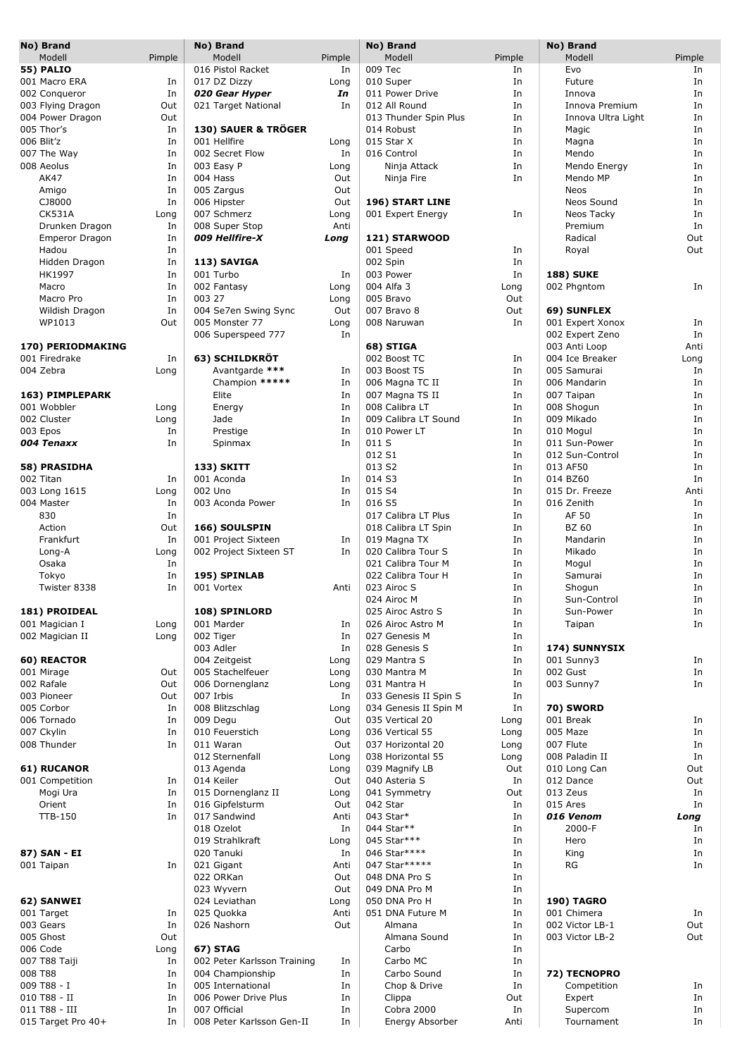| No) Brand | |
|---|---|
| Modell | Pimple |
| **55) PALIO** | |
| 001 Macro ERA | In |
| 002 Conqueror | In |
| 003 Flying Dragon | Out |
| 004 Power Dragon | Out |
| 005 Thor's | In |
| 006 Blit'z | In |
| 007 The Way | In |
| 008 Aeolus | In |
| AK47 | In |
| Amigo | In |
| CJ8000 | In |
| CK531A | Long |
| Drunken Dragon | In |
| Emperor Dragon | In |
| Hadou | In |
| Hidden Dragon | In |
| HK1997 | In |
| Macro | In |
| Macro Pro | In |
| Wildish Dragon | In |
| WP1013 | Out |
| | |
| **170) PERIODMAKING** | |
| 001 Firedrake | In |
| 004 Zebra | Long |
| | |
| **163) PIMPLEPARK** | |
| 001 Wobbler | Long |
| 002 Cluster | Long |
| 003 Epos | In |
| ***004 Tenaxx*** | In |
| | |
| **58) PRASIDHA** | |
| 002 Titan | In |
| 003 Long 1615 | Long |
| 004 Master | In |
| 830 | In |
| Action | Out |
| Frankfurt | In |
| Long-A | Long |
| Osaka | In |
| Tokyo | In |
| Twister 8338 | In |
| | |
| **181) PROIDEAL** | |
| 001 Magician I | Long |
| 002 Magician II | Long |
| | |
| **60) REACTOR** | |
| 001 Mirage | Out |
| 002 Rafale | Out |
| 003 Pioneer | Out |
| 005 Corbor | In |
| 006 Tornado | In |
| 007 Ckylin | In |
| 008 Thunder | In |
| | |
| **61) RUCANOR** | |
| 001 Competition | In |
| Mogi Ura | In |
| Orient | In |
| TTB-150 | In |
| | |
| **87) SAN - EI** | |
| 001 Taipan | In |
| | |
| **62) SANWEI** | |
| 001 Target | In |
| 003 Gears | In |
| 005 Ghost | Out |
| 006 Code | Long |
| 007 T88 Taiji | In |
| 008 T88 | In |
| 009 T88 - I | In |
| 010 T88 - II | In |
| 011 T88 - III | In |
| 015 Target Pro 40+ | In |
| 016 Pistol Racket | In |
| 017 DZ Dizzy | Long |
| ***020 Gear Hyper*** | ***In*** |
| 021 Target National | In |
| | |
| **130) SAUER & TRÖGER** | |
| 001 Hellfire | Long |
| 002 Secret Flow | In |
| 003 Easy P | Long |
| 004 Hass | Out |
| 005 Zargus | Out |
| 006 Hipster | Out |
| 007 Schmerz | Long |
| 008 Super Stop | Anti |
| ***009 Hellfire-X*** | ***Long*** |
| | |
| **113) SAVIGA** | |
| 001 Turbo | In |
| 002 Fantasy | Long |
| 003 27 | Long |
| 004 Se7en Swing Sync | Out |
| 005 Monster 77 | Long |
| 006 Superspeed 777 | In |
| | |
| **63) SCHILDKRÖT** | |
| Avantgarde *** | In |
| Champion ***** | In |
| Elite | In |
| Energy | In |
| Jade | In |
| Prestige | In |
| Spinmax | In |
| | |
| **133) SKITT** | |
| 001 Aconda | In |
| 002 Uno | In |
| 003 Aconda Power | In |
| | |
| **166) SOULSPIN** | |
| 001 Project Sixteen | In |
| 002 Project Sixteen ST | In |
| | |
| **195) SPINLAB** | |
| 001 Vortex | Anti |
| | |
| **108) SPINLORD** | |
| 001 Marder | In |
| 002 Tiger | In |
| 003 Adler | In |
| 004 Zeitgeist | Long |
| 005 Stachelfeuer | Long |
| 006 Dornenglanz | Long |
| 007 Irbis | In |
| 008 Blitzschlag | Long |
| 009 Degu | Out |
| 010 Feuerstich | Long |
| 011 Waran | Out |
| 012 Sternenfall | Long |
| 013 Agenda | Long |
| 014 Keiler | Out |
| 015 Dornenglanz II | Long |
| 016 Gipfelsturm | Out |
| 017 Sandwind | Anti |
| 018 Ozelot | In |
| 019 Strahlkraft | Long |
| 020 Tanuki | In |
| 021 Gigant | Anti |
| 022 ORKan | Out |
| 023 Wyvern | Out |
| 024 Leviathan | Long |
| 025 Quokka | Anti |
| 026 Nashorn | Out |
| | |
| **67) STAG** | |
| 002 Peter Karlsson Training | In |
| 004 Championship | In |
| 005 International | In |
| 006 Power Drive Plus | In |
| 007 Official | In |
| 008 Peter Karlsson Gen-II | In |
| 009 Tec | In |
| 010 Super | In |
| 011 Power Drive | In |
| 012 All Round | In |
| 013 Thunder Spin Plus | In |
| 014 Robust | In |
| 015 Star X | In |
| 016 Control | In |
| Ninja Attack | In |
| Ninja Fire | In |
| | |
| **196) START LINE** | |
| 001 Expert Energy | In |
| | |
| **121) STARWOOD** | |
| 001 Speed | In |
| 002 Spin | In |
| 003 Power | In |
| 004 Alfa 3 | Long |
| 005 Bravo | Out |
| 007 Bravo 8 | Out |
| 008 Naruwan | In |
| | |
| **68) STIGA** | |
| 002 Boost TC | In |
| 003 Boost TS | In |
| 006 Magna TC II | In |
| 007 Magna TS II | In |
| 008 Calibra LT | In |
| 009 Calibra LT Sound | In |
| 010 Power LT | In |
| 011 S | In |
| 012 S1 | In |
| 013 S2 | In |
| 014 S3 | In |
| 015 S4 | In |
| 016 S5 | In |
| 017 Calibra LT Plus | In |
| 018 Calibra LT Spin | In |
| 019 Magna TX | In |
| 020 Calibra Tour S | In |
| 021 Calibra Tour M | In |
| 022 Calibra Tour H | In |
| 023 Airoc S | In |
| 024 Airoc M | In |
| 025 Airoc Astro S | In |
| 026 Airoc Astro M | In |
| 027 Genesis M | In |
| 028 Genesis S | In |
| 029 Mantra S | In |
| 030 Mantra M | In |
| 031 Mantra H | In |
| 033 Genesis II Spin S | In |
| 034 Genesis II Spin M | In |
| 035 Vertical 20 | Long |
| 036 Vertical 55 | Long |
| 037 Horizontal 20 | Long |
| 038 Horizontal 55 | Long |
| 039 Magnify LB | Out |
| 040 Asteria S | In |
| 041 Symmetry | Out |
| 042 Star | In |
| 043 Star* | In |
| 044 Star** | In |
| 045 Star*** | In |
| 046 Star**** | In |
| 047 Star***** | In |
| 048 DNA Pro S | In |
| 049 DNA Pro M | In |
| 050 DNA Pro H | In |
| 051 DNA Future M | In |
| Almana | In |
| Almana Sound | In |
| Carbo | In |
| Carbo MC | In |
| Carbo Sound | In |
| Chop & Drive | In |
| Clippa | Out |
| Cobra 2000 | In |
| Energy Absorber | Anti |
| Evo | In |
| Future | In |
| Innova | In |
| Innova Premium | In |
| Innova Ultra Light | In |
| Magic | In |
| Magna | In |
| Mendo | In |
| Mendo Energy | In |
| Mendo MP | In |
| Neos | In |
| Neos Sound | In |
| Neos Tacky | In |
| Premium | In |
| Radical | Out |
| Royal | Out |
| | |
| **188) SUKE** | |
| 002 Phgntom | In |
| | |
| **69) SUNFLEX** | |
| 001 Expert Xonox | In |
| 002 Expert Zeno | In |
| 003 Anti Loop | Anti |
| 004 Ice Breaker | Long |
| 005 Samurai | In |
| 006 Mandarin | In |
| 007 Taipan | In |
| 008 Shogun | In |
| 009 Mikado | In |
| 010 Mogul | In |
| 011 Sun-Power | In |
| 012 Sun-Control | In |
| 013 AF50 | In |
| 014 BZ60 | In |
| 015 Dr. Freeze | Anti |
| 016 Zenith | In |
| AF 50 | In |
| BZ 60 | In |
| Mandarin | In |
| Mikado | In |
| Mogul | In |
| Samurai | In |
| Shogun | In |
| Sun-Control | In |
| Sun-Power | In |
| Taipan | In |
| | |
| **174) SUNNYSIX** | |
| 001 Sunny3 | In |
| 002 Gust | In |
| 003 Sunny7 | In |
| | |
| **70) SWORD** | |
| 001 Break | In |
| 005 Maze | In |
| 007 Flute | In |
| 008 Paladin II | In |
| 010 Long Can | Out |
| 012 Dance | Out |
| 013 Zeus | In |
| 015 Ares | In |
| ***016 Venom*** | ***Long*** |
| 2000-F | In |
| Hero | In |
| King | In |
| RG | In |
| | |
| **190) TAGRO** | |
| 001 Chimera | In |
| 002 Victor LB-1 | Out |
| 003 Victor LB-2 | Out |
| | |
| **72) TECNOPRO** | |
| Competition | In |
| Expert | In |
| Supercom | In |
| Tournament | In |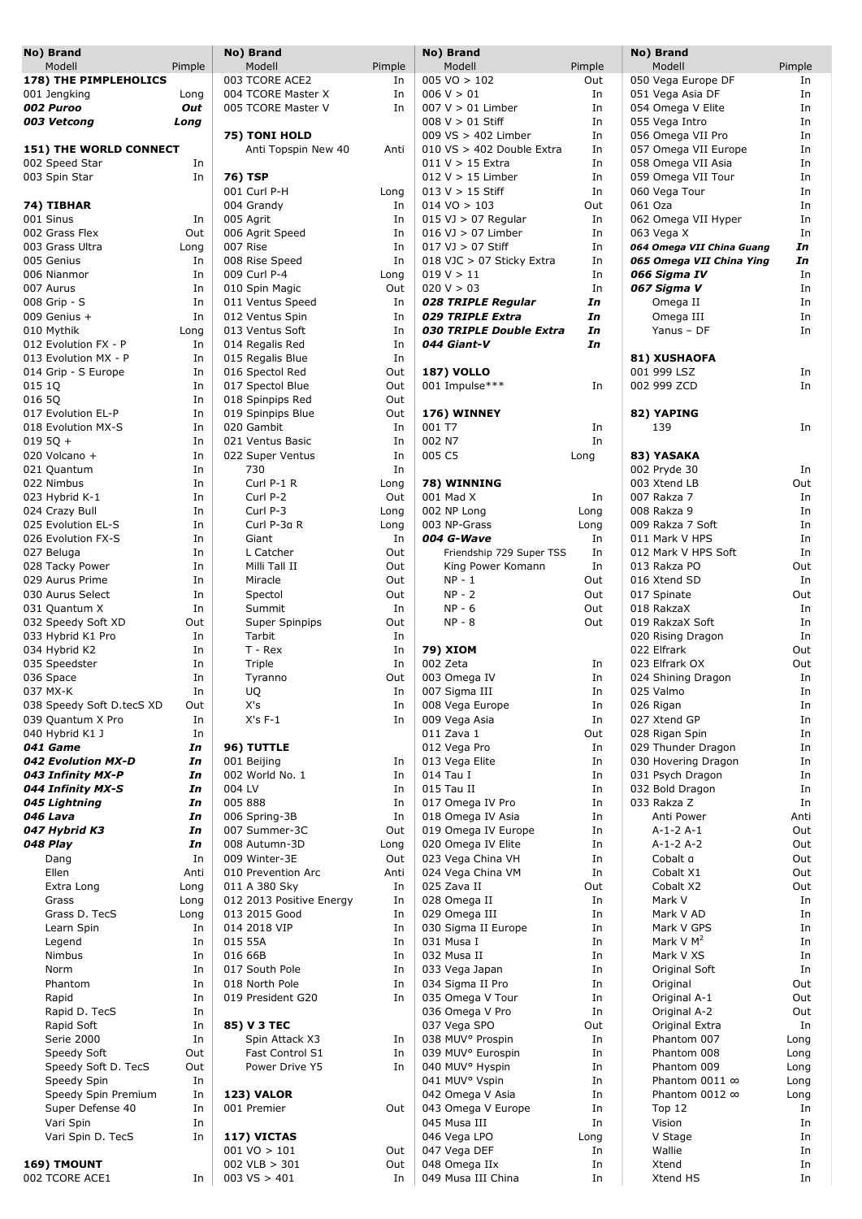| No) Brand<br>Modell | Pimple |
|---|---|
| **178) THE PIMPLEHOLICS** | |
| 001 Jengking | Long |
| ***002 Puroo*** | ***Out*** |
| ***003 Vetcong*** | ***Long*** |
| | |
| **151) THE WORLD CONNECT** | |
| 002 Speed Star | In |
| 003 Spin Star | In |
| | |
| **74) TIBHAR** | |
| 001 Sinus | In |
| 002 Grass Flex | Out |
| 003 Grass Ultra | Long |
| 005 Genius | In |
| 006 Nianmor | In |
| 007 Aurus | In |
| 008 Grip - S | In |
| 009 Genius + | In |
| 010 Mythik | Long |
| 012 Evolution FX - P | In |
| 013 Evolution MX - P | In |
| 014 Grip - S Europe | In |
| 015 1Q | In |
| 016 5Q | In |
| 017 Evolution EL-P | In |
| 018 Evolution MX-S | In |
| 019 5Q + | In |
| 020 Volcano + | In |
| 021 Quantum | In |
| 022 Nimbus | In |
| 023 Hybrid K-1 | In |
| 024 Crazy Bull | In |
| 025 Evolution EL-S | In |
| 026 Evolution FX-S | In |
| 027 Beluga | In |
| 028 Tacky Power | In |
| 029 Aurus Prime | In |
| 030 Aurus Select | In |
| 031 Quantum X | In |
| 032 Speedy Soft XD | Out |
| 033 Hybrid K1 Pro | In |
| 034 Hybrid K2 | In |
| 035 Speedster | In |
| 036 Space | In |
| 037 MX-K | In |
| 038 Speedy Soft D.tecS XD | Out |
| 039 Quantum X Pro | In |
| 040 Hybrid K1 J | In |
| ***041 Game*** | ***In*** |
| ***042 Evolution MX-D*** | ***In*** |
| ***043 Infinity MX-P*** | ***In*** |
| ***044 Infinity MX-S*** | ***In*** |
| ***045 Lightning*** | ***In*** |
| ***046 Lava*** | ***In*** |
| ***047 Hybrid K3*** | ***In*** |
| ***048 Play*** | ***In*** |
| Dang | In |
| Ellen | Anti |
| Extra Long | Long |
| Grass | Long |
| Grass D. TecS | Long |
| Learn Spin | In |
| Legend | In |
| Nimbus | In |
| Norm | In |
| Phantom | In |
| Rapid | In |
| Rapid D. TecS | In |
| Rapid Soft | In |
| Serie 2000 | In |
| Speedy Soft | Out |
| Speedy Soft D. TecS | Out |
| Speedy Spin | In |
| Speedy Spin Premium | In |
| Super Defense 40 | In |
| Vari Spin | In |
| Vari Spin D. TecS | In |
| | |
| **169) TMOUNT** | |
| 002 TCORE ACE1 | In |
| 003 TCORE ACE2 | In |
| 004 TCORE Master X | In |
| 005 TCORE Master V | In |
| | |
| **75) TONI HOLD** | |
| Anti Topspin New 40 | Anti |
| | |
| **76) TSP** | |
| 001 Curl P-H | Long |
| 004 Grandy | In |
| 005 Agrit | In |
| 006 Agrit Speed | In |
| 007 Rise | In |
| 008 Rise Speed | In |
| 009 Curl P-4 | Long |
| 010 Spin Magic | Out |
| 011 Ventus Speed | In |
| 012 Ventus Spin | In |
| 013 Ventus Soft | In |
| 014 Regalis Red | In |
| 015 Regalis Blue | In |
| 016 Spectol Red | Out |
| 017 Spectol Blue | Out |
| 018 Spinpips Red | Out |
| 019 Spinpips Blue | Out |
| 020 Gambit | In |
| 021 Ventus Basic | In |
| 022 Super Ventus | In |
| 730 | In |
| Curl P-1 R | Long |
| Curl P-2 | Out |
| Curl P-3 | Long |
| Curl P-3α R | Long |
| Giant | In |
| L Catcher | Out |
| Milli Tall II | Out |
| Miracle | Out |
| Spectol | Out |
| Summit | In |
| Super Spinpips | Out |
| Tarbit | In |
| T - Rex | In |
| Triple | In |
| Tyranno | Out |
| UQ | In |
| X's | In |
| X's F-1 | In |
| | |
| **96) TUTTLE** | |
| 001 Beijing | In |
| 002 World No. 1 | In |
| 004 LV | In |
| 005 888 | In |
| 006 Spring-3B | In |
| 007 Summer-3C | Out |
| 008 Autumn-3D | Long |
| 009 Winter-3E | Out |
| 010 Prevention Arc | Anti |
| 011 A 380 Sky | In |
| 012 2013 Positive Energy | In |
| 013 2015 Good | In |
| 014 2018 VIP | In |
| 015 55A | In |
| 016 66B | In |
| 017 South Pole | In |
| 018 North Pole | In |
| 019 President G20 | In |
| | |
| **85) V 3 TEC** | |
| Spin Attack X3 | In |
| Fast Control S1 | In |
| Power Drive Y5 | In |
| | |
| **123) VALOR** | |
| 001 Premier | Out |
| | |
| **117) VICTAS** | |
| 001 VO > 101 | Out |
| 002 VLB > 301 | Out |
| 003 VS > 401 | In |
| 005 VO > 102 | Out |
| 006 V > 01 | In |
| 007 V > 01 Limber | In |
| 008 V > 01 Stiff | In |
| 009 VS > 402 Limber | In |
| 010 VS > 402 Double Extra | In |
| 011 V > 15 Extra | In |
| 012 V > 15 Limber | In |
| 013 V > 15 Stiff | In |
| 014 VO > 103 | Out |
| 015 VJ > 07 Regular | In |
| 016 VJ > 07 Limber | In |
| 017 VJ > 07 Stiff | In |
| 018 VJC > 07 Sticky Extra | In |
| 019 V > 11 | In |
| 020 V > 03 | In |
| ***028 TRIPLE Regular*** | ***In*** |
| ***029 TRIPLE Extra*** | ***In*** |
| ***030 TRIPLE Double Extra*** | ***In*** |
| ***044 Giant-V*** | ***In*** |
| | |
| **187) VOLLO** | |
| 001 Impulse*** | In |
| | |
| **176) WINNEY** | |
| 001 T7 | In |
| 002 N7 | In |
| 005 C5 | Long |
| | |
| **78) WINNING** | |
| 001 Mad X | In |
| 002 NP Long | Long |
| 003 NP-Grass | Long |
| ***004 G-Wave*** | In |
| Friendship 729 Super TSS | In |
| King Power Komann | In |
| NP - 1 | Out |
| NP - 2 | Out |
| NP - 6 | Out |
| NP - 8 | Out |
| | |
| **79) XIOM** | |
| 002 Zeta | In |
| 003 Omega IV | In |
| 007 Sigma III | In |
| 008 Vega Europe | In |
| 009 Vega Asia | In |
| 011 Zava 1 | Out |
| 012 Vega Pro | In |
| 013 Vega Elite | In |
| 014 Tau I | In |
| 015 Tau II | In |
| 017 Omega IV Pro | In |
| 018 Omega IV Asia | In |
| 019 Omega IV Europe | In |
| 020 Omega IV Elite | In |
| 023 Vega China VH | In |
| 024 Vega China VM | In |
| 025 Zava II | Out |
| 028 Omega II | In |
| 029 Omega III | In |
| 030 Sigma II Europe | In |
| 031 Musa I | In |
| 032 Musa II | In |
| 033 Vega Japan | In |
| 034 Sigma II Pro | In |
| 035 Omega V Tour | In |
| 036 Omega V Pro | In |
| 037 Vega SPO | Out |
| 038 MUV° Prospin | In |
| 039 MUV° Eurospin | In |
| 040 MUV° Hyspin | In |
| 041 MUV° Vspin | In |
| 042 Omega V Asia | In |
| 043 Omega V Europe | In |
| 045 Musa III | In |
| 046 Vega LPO | Long |
| 047 Vega DEF | In |
| 048 Omega IIx | In |
| 049 Musa III China | In |
| 050 Vega Europe DF | In |
| 051 Vega Asia DF | In |
| 054 Omega V Elite | In |
| 055 Vega Intro | In |
| 056 Omega VII Pro | In |
| 057 Omega VII Europe | In |
| 058 Omega VII Asia | In |
| 059 Omega VII Tour | In |
| 060 Vega Tour | In |
| 061 Oza | In |
| 062 Omega VII Hyper | In |
| 063 Vega X | In |
| ***064 Omega VII China Guang*** | ***In*** |
| ***065 Omega VII China Ying*** | ***In*** |
| ***066 Sigma IV*** | In |
| ***067 Sigma V*** | In |
| Omega II | In |
| Omega III | In |
| Yanus – DF | In |
| | |
| **81) XUSHAOFA** | |
| 001 999 LSZ | In |
| 002 999 ZCD | In |
| | |
| **82) YAPING** | |
| 139 | In |
| | |
| **83) YASAKA** | |
| 002 Pryde 30 | In |
| 003 Xtend LB | Out |
| 007 Rakza 7 | In |
| 008 Rakza 9 | In |
| 009 Rakza 7 Soft | In |
| 011 Mark V HPS | In |
| 012 Mark V HPS Soft | In |
| 013 Rakza PO | Out |
| 016 Xtend SD | In |
| 017 Spinate | Out |
| 018 RakzaX | In |
| 019 RakzaX Soft | In |
| 020 Rising Dragon | In |
| 022 Elfrark | Out |
| 023 Elfrark OX | Out |
| 024 Shining Dragon | In |
| 025 Valmo | In |
| 026 Rigan | In |
| 027 Xtend GP | In |
| 028 Rigan Spin | In |
| 029 Thunder Dragon | In |
| 030 Hovering Dragon | In |
| 031 Psych Dragon | In |
| 032 Bold Dragon | In |
| 033 Rakza Z | In |
| Anti Power | Anti |
| A-1-2 A-1 | Out |
| A-1-2 A-2 | Out |
| Cobalt α | Out |
| Cobalt X1 | Out |
| Cobalt X2 | Out |
| Mark V | In |
| Mark V AD | In |
| Mark V GPS | In |
| Mark V $M^2$ | In |
| Mark V XS | In |
| Original Soft | In |
| Original | Out |
| Original A-1 | Out |
| Original A-2 | Out |
| Original Extra | In |
| Phantom 007 | Long |
| Phantom 008 | Long |
| Phantom 009 | Long |
| Phantom 0011 ∞ | Long |
| Phantom 0012 ∞ | Long |
| Top 12 | In |
| Vision | In |
| V Stage | In |
| Wallie | In |
| Xtend | In |
| Xtend HS | In |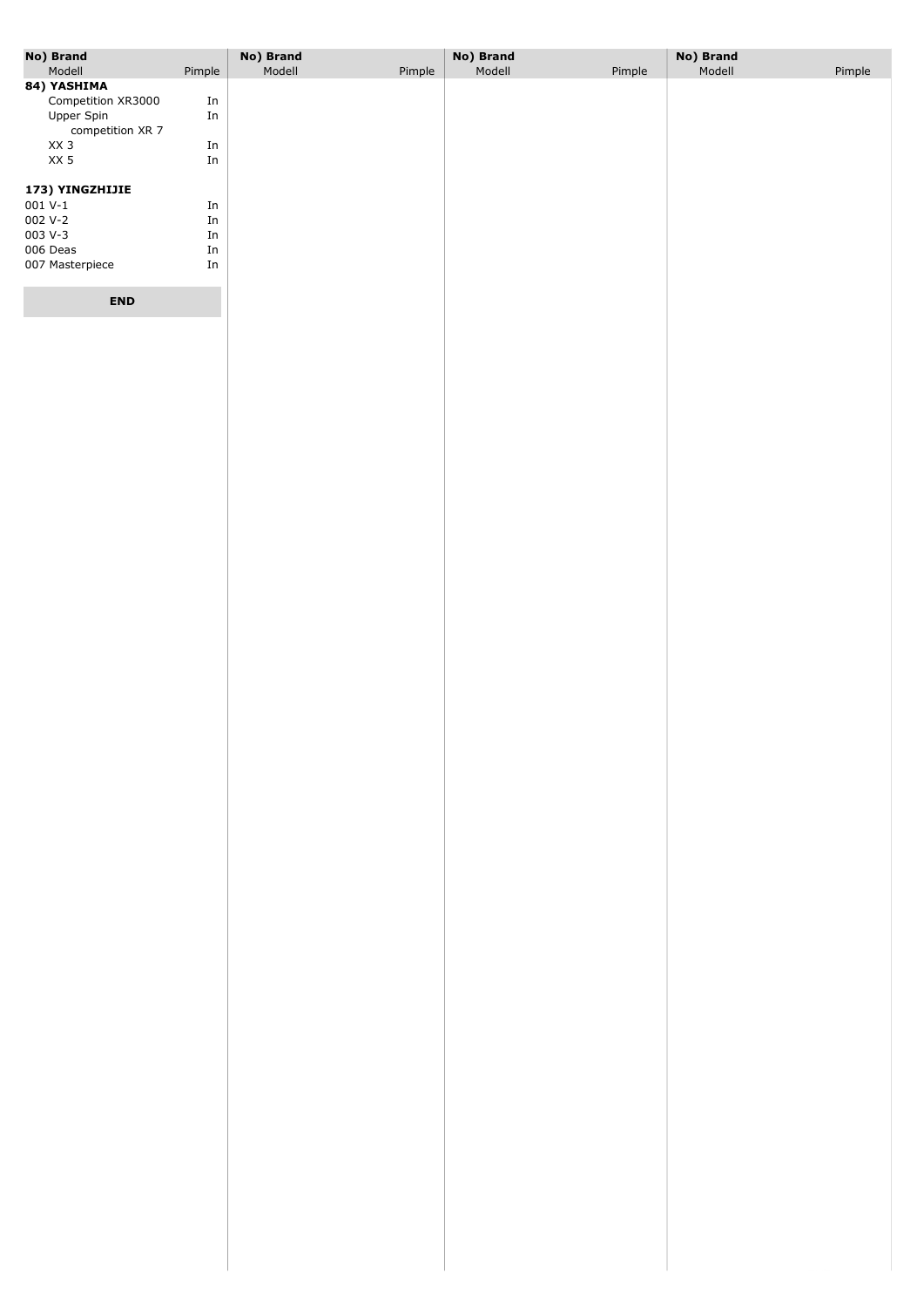| No) Brand Modell | Pimple |
|---|---|
| **84) YASHIMA** | |
| Competition XR3000 | In |
| Upper Spin competition XR 7 | In |
| XX 3 | In |
| XX 5 | In |
| | |
| **173) YINGZHIJIE** | |
| 001 V-1 | In |
| 002 V-2 | In |
| 003 V-3 | In |
| 006 Deas | In |
| 007 Masterpiece | In |

**END**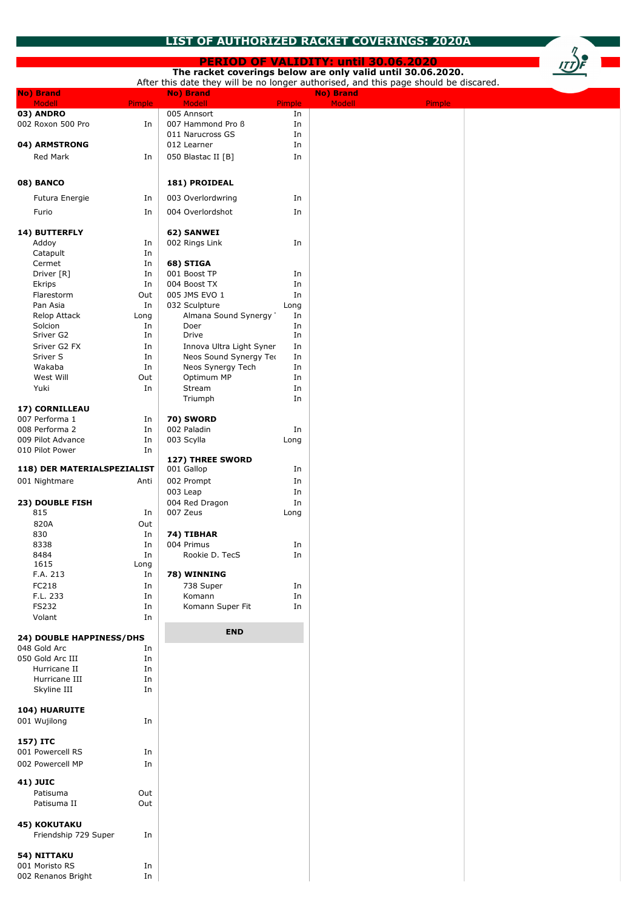# LIST OF AUTHORIZED RACKET COVERINGS: 2020A

## PERIOD OF VALIDITY: until 30.06.2020

**The racket coverings below are only valid until 30.06.2020.**

After this date they will be no longer authorised, and this page should be discared.

| No) Brand / Modell | Pimple |
|---|---|
| **03) ANDRO** | |
| 002 Roxon 500 Pro | In |
| **04) ARMSTRONG** | |
| Red Mark | In |
| **08) BANCO** | |
| Futura Energie | In |
| Furio | In |
| **14) BUTTERFLY** | |
| Addoy | In |
| Catapult | In |
| Cermet | In |
| Driver [R] | In |
| Ekrips | In |
| Flarestorm | Out |
| Pan Asia | In |
| Relop Attack | Long |
| Solcion | In |
| Sriver G2 | In |
| Sriver G2 FX | In |
| Sriver S | In |
| Wakaba | In |
| West Will | Out |
| Yuki | In |
| **17) CORNILLEAU** | |
| 007 Performa 1 | In |
| 008 Performa 2 | In |
| 009 Pilot Advance | In |
| 010 Pilot Power | In |
| **118) DER MATERIALSPEZIALIST** | |
| 001 Nightmare | Anti |
| **23) DOUBLE FISH** | |
| 815 | In |
| 820A | Out |
| 830 | In |
| 8338 | In |
| 8484 | In |
| 1615 | Long |
| F.A. 213 | In |
| FC218 | In |
| F.L. 233 | In |
| FS232 | In |
| Volant | In |
| **24) DOUBLE HAPPINESS/DHS** | |
| 048 Gold Arc | In |
| 050 Gold Arc III | In |
| Hurricane II | In |
| Hurricane III | In |
| Skyline III | In |
| **104) HUARUITE** | |
| 001 Wujilong | In |
| **157) ITC** | |
| 001 Powercell RS | In |
| 002 Powercell MP | In |
| **41) JUIC** | |
| Patisuma | Out |
| Patisuma II | Out |
| **45) KOKUTAKU** | |
| Friendship 729 Super | In |
| **54) NITTAKU** | |
| 001 Moristo RS | In |
| 002 Renanos Bright | In |
| 005 Annsort | In |
| 007 Hammond Pro ß | In |
| 011 Narucross GS | In |
| 012 Learner | In |
| 050 Blastac II [B] | In |
| **181) PROIDEAL** | |
| 003 Overlordwring | In |
| 004 Overlordshot | In |
| **62) SANWEI** | |
| 002 Rings Link | In |
| **68) STIGA** | |
| 001 Boost TP | In |
| 004 Boost TX | In |
| 005 JMS EVO 1 | In |
| 032 Sculpture | Long |
| Almana Sound Synergy | In |
| Doer | In |
| Drive | In |
| Innova Ultra Light Syner | In |
| Neos Sound Synergy Tec | In |
| Neos Synergy Tech | In |
| Optimum MP | In |
| Stream | In |
| Triumph | In |
| **70) SWORD** | |
| 002 Paladin | In |
| 003 Scylla | Long |
| **127) THREE SWORD** | |
| 001 Gallop | In |
| 002 Prompt | In |
| 003 Leap | In |
| 004 Red Dragon | In |
| 007 Zeus | Long |
| **74) TIBHAR** | |
| 004 Primus | In |
| Rookie D. TecS | In |
| **78) WINNING** | |
| 738 Super | In |
| Komann | In |
| Komann Super Fit | In |

**END**